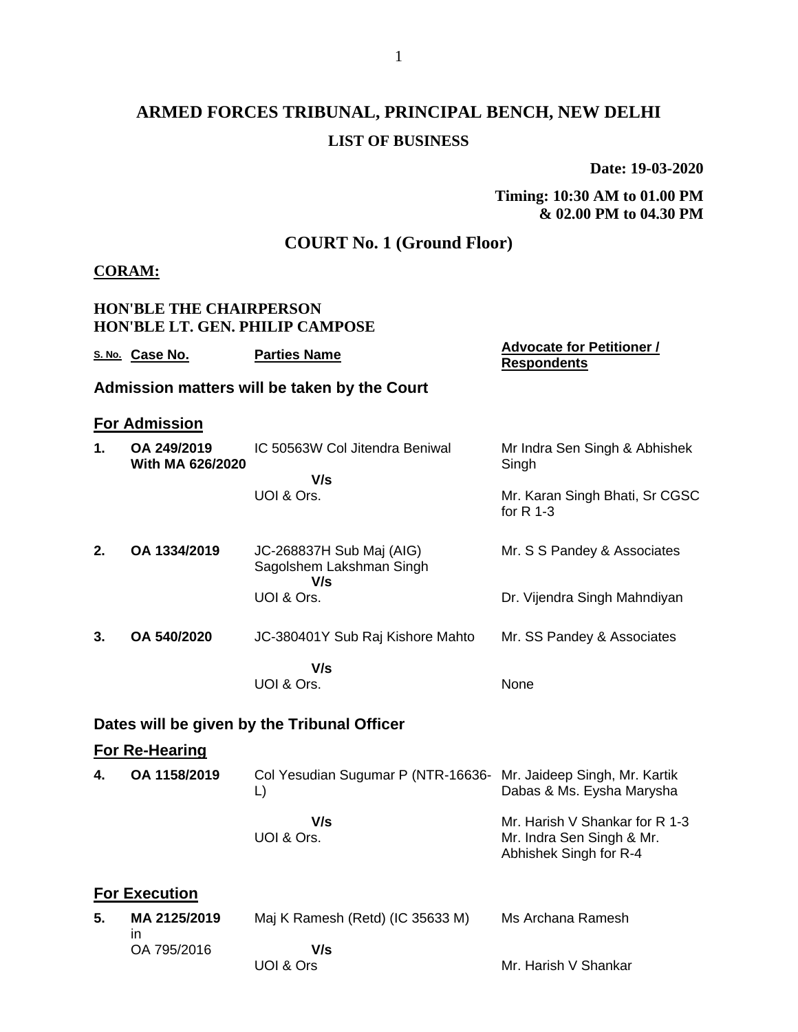# ARMED FORCES TRIBUNAL, PRINCIPAL BENCH, NEW DELHI

## LIST OF BUSINESS

**Date: 19-03-2020**

**Timing: 10:30 AM to 01.00 PM & 02.00 PM to 04.30 PM**

## COURT No. 1 (Ground Floor)

**CORAM:**

**HON'BLE THE CHAIRPERSON**
**HON'BLE LT. GEN. PHILIP CAMPOSE**

| S. No. | Case No. | Parties Name | Advocate for Petitioner / Respondents |
|---|---|---|---|

### Admission matters will be taken by the Court

### For Admission

| S. No. | Case No. | Parties Name | Advocate for Petitioner / Respondents |
|---|---|---|---|
| 1. | **OA 249/2019 With MA 626/2020** | IC 50563W Col Jitendra Beniwal V/s UOI & Ors. | Mr Indra Sen Singh & Abhishek Singh<br>Mr. Karan Singh Bhati, Sr CGSC for R 1-3 |
| 2. | **OA 1334/2019** | JC-268837H Sub Maj (AIG) Sagolshem Lakshman Singh V/s UOI & Ors. | Mr. S S Pandey & Associates<br>Dr. Vijendra Singh Mahndiyan |
| 3. | **OA 540/2020** | JC-380401Y Sub Raj Kishore Mahto V/s UOI & Ors. | Mr. SS Pandey & Associates<br>None |

### Dates will be given by the Tribunal Officer

### For Re-Hearing

| S. No. | Case No. | Parties Name | Advocate for Petitioner / Respondents |
|---|---|---|---|
| 4. | **OA 1158/2019** | Col Yesudian Sugumar P (NTR-16636-L) V/s UOI & Ors. | Mr. Jaideep Singh, Mr. Kartik Dabas & Ms. Eysha Marysha<br>Mr. Harish V Shankar for R 1-3 Mr. Indra Sen Singh & Mr. Abhishek Singh for R-4 |

### For Execution

| S. No. | Case No. | Parties Name | Advocate for Petitioner / Respondents |
|---|---|---|---|
| 5. | **MA 2125/2019** in OA 795/2016 | Maj K Ramesh (Retd) (IC 35633 M) V/s UOI & Ors | Ms Archana Ramesh<br>Mr. Harish V Shankar |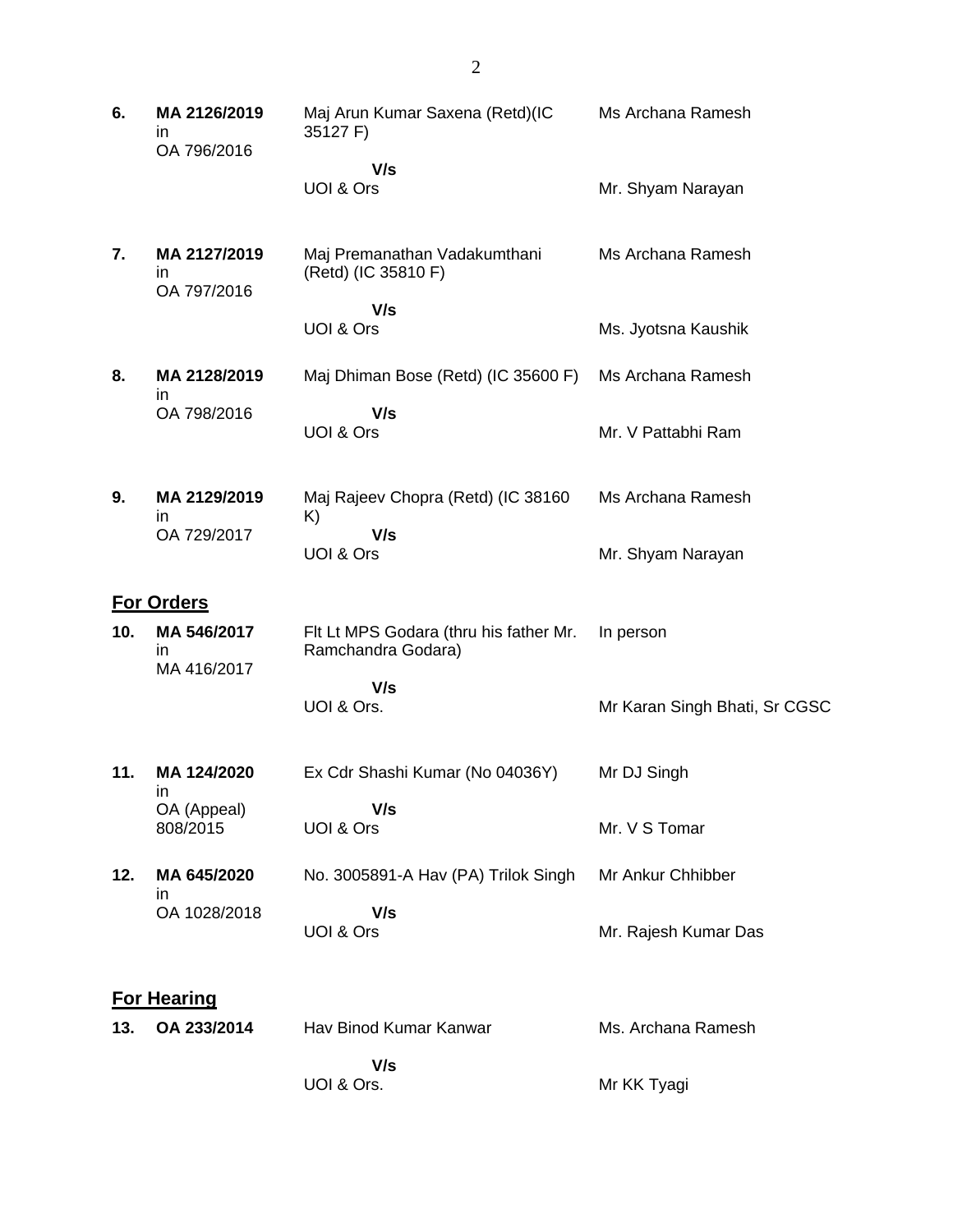| | | | |
|---|---|---|---|
| **6.** | **MA 2126/2019** in OA 796/2016 | Maj Arun Kumar Saxena (Retd)(IC 35127 F) **V/s** UOI & Ors | Ms Archana Ramesh<br>Mr. Shyam Narayan |
| **7.** | **MA 2127/2019** in OA 797/2016 | Maj Premanathan Vadakumthani (Retd) (IC 35810 F) **V/s** UOI & Ors | Ms Archana Ramesh<br>Ms. Jyotsna Kaushik |
| **8.** | **MA 2128/2019** in OA 798/2016 | Maj Dhiman Bose (Retd) (IC 35600 F) **V/s** UOI & Ors | Ms Archana Ramesh<br>Mr. V Pattabhi Ram |
| **9.** | **MA 2129/2019** in OA 729/2017 | Maj Rajeev Chopra (Retd) (IC 38160 K) **V/s** UOI & Ors | Ms Archana Ramesh<br>Mr. Shyam Narayan |

## For Orders

| | | | |
|---|---|---|---|
| **10.** | **MA 546/2017** in MA 416/2017 | Flt Lt MPS Godara (thru his father Mr. Ramchandra Godara) **V/s** UOI & Ors. | In person<br>Mr Karan Singh Bhati, Sr CGSC |
| **11.** | **MA 124/2020** in OA (Appeal) 808/2015 | Ex Cdr Shashi Kumar (No 04036Y) **V/s** UOI & Ors | Mr DJ Singh<br>Mr. V S Tomar |
| **12.** | **MA 645/2020** in OA 1028/2018 | No. 3005891-A Hav (PA) Trilok Singh **V/s** UOI & Ors | Mr Ankur Chhibber<br>Mr. Rajesh Kumar Das |

## For Hearing

| | | | |
|---|---|---|---|
| **13.** | **OA 233/2014** | Hav Binod Kumar Kanwar **V/s** UOI & Ors. | Ms. Archana Ramesh<br>Mr KK Tyagi |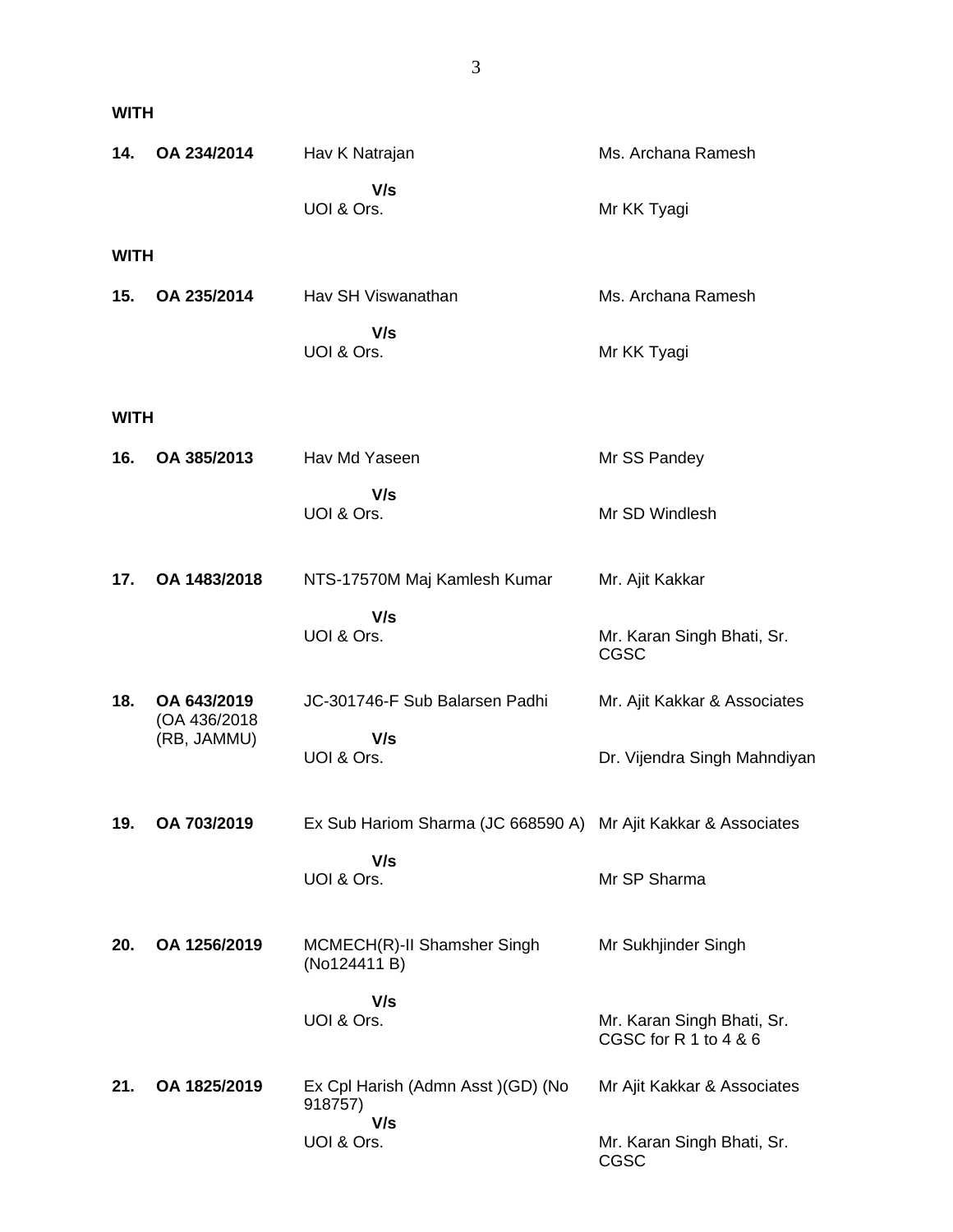**WITH**

| | | | |
|---|---|---|---|
| **14.** | **OA 234/2014** | Hav K Natrajan<br>**V/s**<br>UOI & Ors. | Ms. Archana Ramesh<br><br>Mr KK Tyagi |

**WITH**

| | | | |
|---|---|---|---|
| **15.** | **OA 235/2014** | Hav SH Viswanathan<br>**V/s**<br>UOI & Ors. | Ms. Archana Ramesh<br><br>Mr KK Tyagi |

**WITH**

| | | | |
|---|---|---|---|
| **16.** | **OA 385/2013** | Hav Md Yaseen<br>**V/s**<br>UOI & Ors. | Mr SS Pandey<br><br>Mr SD Windlesh |
| **17.** | **OA 1483/2018** | NTS-17570M Maj Kamlesh Kumar<br>**V/s**<br>UOI & Ors. | Mr. Ajit Kakkar<br><br>Mr. Karan Singh Bhati, Sr. CGSC |
| **18.** | **OA 643/2019** (OA 436/2018 (RB, JAMMU) | JC-301746-F Sub Balarsen Padhi<br>**V/s**<br>UOI & Ors. | Mr. Ajit Kakkar & Associates<br><br>Dr. Vijendra Singh Mahndiyan |
| **19.** | **OA 703/2019** | Ex Sub Hariom Sharma (JC 668590 A)<br>**V/s**<br>UOI & Ors. | Mr Ajit Kakkar & Associates<br><br>Mr SP Sharma |
| **20.** | **OA 1256/2019** | MCMECH(R)-II Shamsher Singh (No124411 B)<br>**V/s**<br>UOI & Ors. | Mr Sukhjinder Singh<br><br>Mr. Karan Singh Bhati, Sr. CGSC for R 1 to 4 & 6 |
| **21.** | **OA 1825/2019** | Ex Cpl Harish (Admn Asst )(GD) (No 918757)<br>**V/s**<br>UOI & Ors. | Mr Ajit Kakkar & Associates<br><br>Mr. Karan Singh Bhati, Sr. CGSC |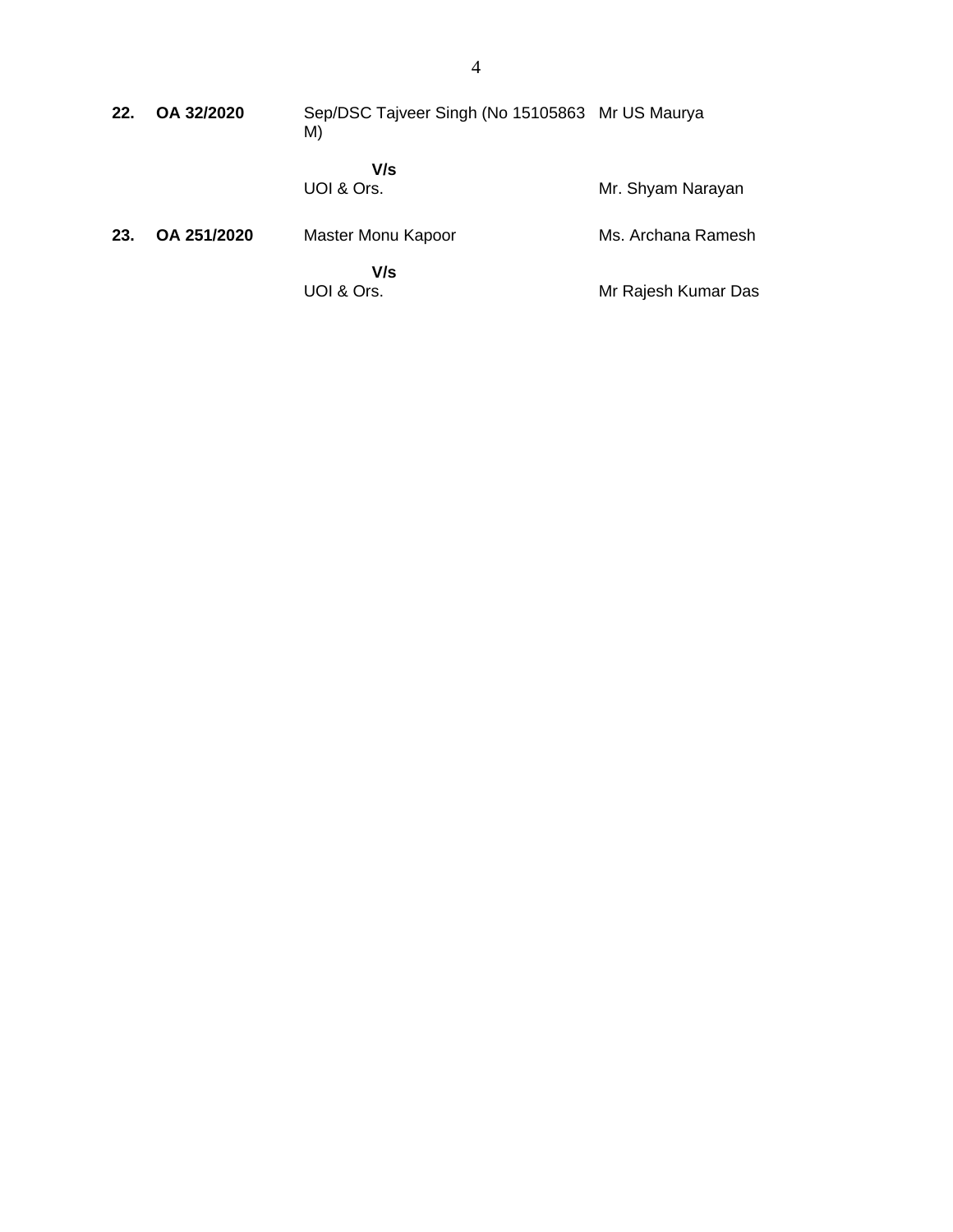| | | | |
|---|---|---|---|
| **22.** | **OA 32/2020** | Sep/DSC Tajveer Singh (No 15105863 M) | Mr US Maurya |
| | | **V/s** | |
| | | UOI & Ors. | Mr. Shyam Narayan |
| **23.** | **OA 251/2020** | Master Monu Kapoor | Ms. Archana Ramesh |
| | | **V/s** | |
| | | UOI & Ors. | Mr Rajesh Kumar Das |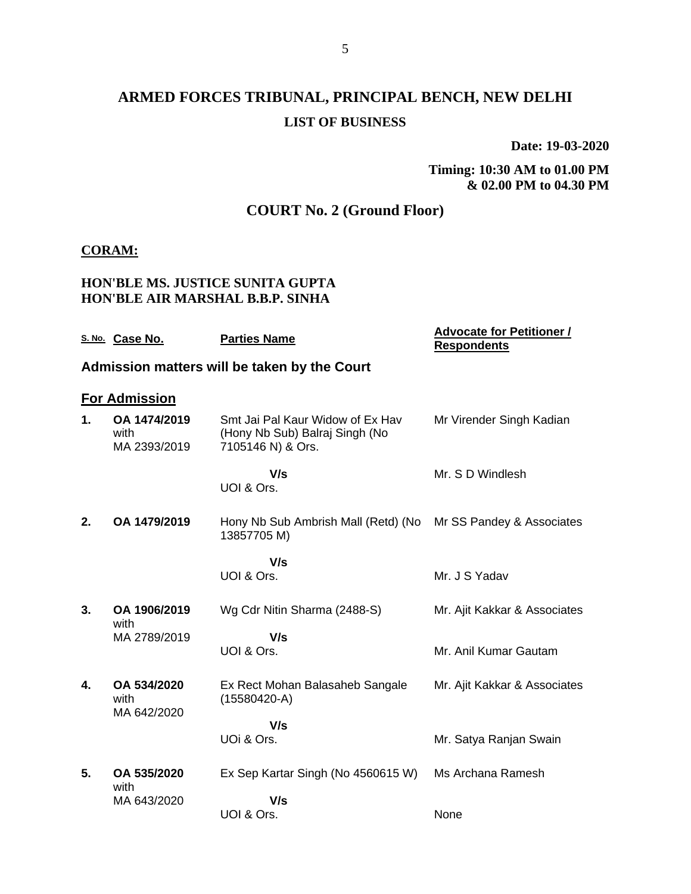# ARMED FORCES TRIBUNAL, PRINCIPAL BENCH, NEW DELHI

## LIST OF BUSINESS

**Date: 19-03-2020**

**Timing: 10:30 AM to 01.00 PM & 02.00 PM to 04.30 PM**

## COURT No. 2 (Ground Floor)

**CORAM:**

**HON'BLE MS. JUSTICE SUNITA GUPTA**
**HON'BLE AIR MARSHAL B.B.P. SINHA**

| S. No. | Case No. | Parties Name | Advocate for Petitioner / Respondents |
|---|---|---|---|
| **Admission matters will be taken by the Court** | | | |
| **For Admission** | | | |
| **1.** | **OA 1474/2019** with MA 2393/2019 | Smt Jai Pal Kaur Widow of Ex Hav (Hony Nb Sub) Balraj Singh (No 7105146 N) & Ors. | Mr Virender Singh Kadian |
| | | **V/s** UOI & Ors. | Mr. S D Windlesh |
| **2.** | **OA 1479/2019** | Hony Nb Sub Ambrish Mall (Retd) (No 13857705 M) | Mr SS Pandey & Associates |
| | | **V/s** UOI & Ors. | Mr. J S Yadav |
| **3.** | **OA 1906/2019** with MA 2789/2019 | Wg Cdr Nitin Sharma (2488-S) | Mr. Ajit Kakkar & Associates |
| | | **V/s** UOI & Ors. | Mr. Anil Kumar Gautam |
| **4.** | **OA 534/2020** with MA 642/2020 | Ex Rect Mohan Balasaheb Sangale (15580420-A) | Mr. Ajit Kakkar & Associates |
| | | **V/s** UOi & Ors. | Mr. Satya Ranjan Swain |
| **5.** | **OA 535/2020** with MA 643/2020 | Ex Sep Kartar Singh (No 4560615 W) | Ms Archana Ramesh |
| | | **V/s** UOI & Ors. | None |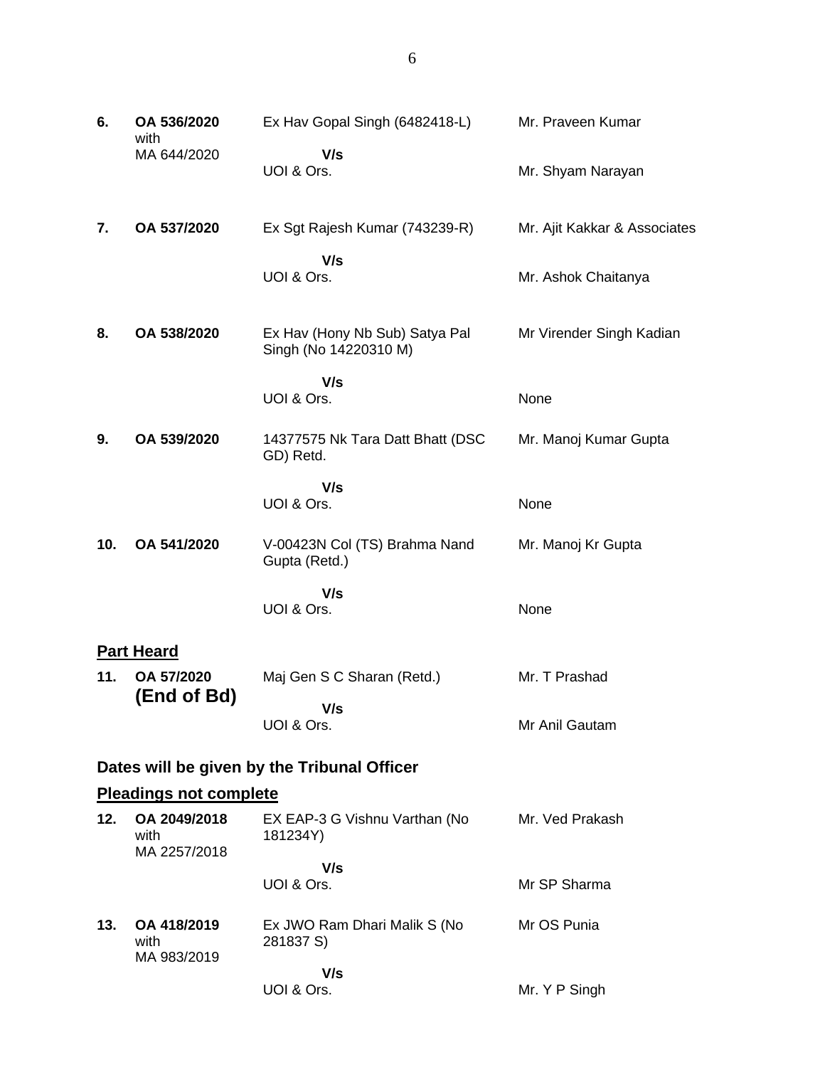| | | | |
|---|---|---|---|
| **6.** | **OA 536/2020** with MA 644/2020 | Ex Hav Gopal Singh (6482418-L) **V/s** UOI & Ors. | Mr. Praveen Kumar<br><br>Mr. Shyam Narayan |
| **7.** | **OA 537/2020** | Ex Sgt Rajesh Kumar (743239-R) **V/s** UOI & Ors. | Mr. Ajit Kakkar & Associates<br><br>Mr. Ashok Chaitanya |
| **8.** | **OA 538/2020** | Ex Hav (Hony Nb Sub) Satya Pal Singh (No 14220310 M) **V/s** UOI & Ors. | Mr Virender Singh Kadian<br><br>None |
| **9.** | **OA 539/2020** | 14377575 Nk Tara Datt Bhatt (DSC GD) Retd. **V/s** UOI & Ors. | Mr. Manoj Kumar Gupta<br><br>None |
| **10.** | **OA 541/2020** | V-00423N Col (TS) Brahma Nand Gupta (Retd.) **V/s** UOI & Ors. | Mr. Manoj Kr Gupta<br><br>None |

**Part Heard**

| | | | |
|---|---|---|---|
| **11.** | **OA 57/2020** **(End of Bd)** | Maj Gen S C Sharan (Retd.) **V/s** UOI & Ors. | Mr. T Prashad<br><br>Mr Anil Gautam |

## Dates will be given by the Tribunal Officer

**Pleadings not complete**

| | | | |
|---|---|---|---|
| **12.** | **OA 2049/2018** with MA 2257/2018 | EX EAP-3 G Vishnu Varthan (No 181234Y) **V/s** UOI & Ors. | Mr. Ved Prakash<br><br>Mr SP Sharma |
| **13.** | **OA 418/2019** with MA 983/2019 | Ex JWO Ram Dhari Malik S (No 281837 S) **V/s** UOI & Ors. | Mr OS Punia<br><br>Mr. Y P Singh |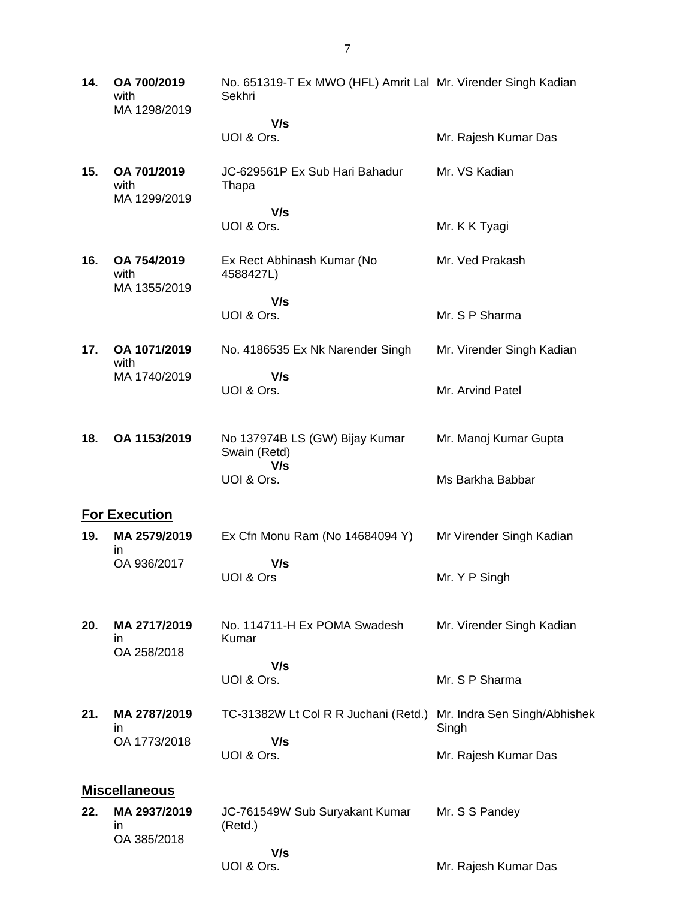| | | | |
|---|---|---|---|
| **14.** | **OA 700/2019** with MA 1298/2019 | No. 651319-T Ex MWO (HFL) Amrit Lal Sekhri | Mr. Virender Singh Kadian |
| | | **V/s** | |
| | | UOI & Ors. | Mr. Rajesh Kumar Das |
| **15.** | **OA 701/2019** with MA 1299/2019 | JC-629561P Ex Sub Hari Bahadur Thapa | Mr. VS Kadian |
| | | **V/s** | |
| | | UOI & Ors. | Mr. K K Tyagi |
| **16.** | **OA 754/2019** with MA 1355/2019 | Ex Rect Abhinash Kumar (No 4588427L) | Mr. Ved Prakash |
| | | **V/s** | |
| | | UOI & Ors. | Mr. S P Sharma |
| **17.** | **OA 1071/2019** with MA 1740/2019 | No. 4186535 Ex Nk Narender Singh | Mr. Virender Singh Kadian |
| | | **V/s** | |
| | | UOI & Ors. | Mr. Arvind Patel |
| **18.** | **OA 1153/2019** | No 137974B LS (GW) Bijay Kumar Swain (Retd) | Mr. Manoj Kumar Gupta |
| | | **V/s** | |
| | | UOI & Ors. | Ms Barkha Babbar |

## **For Execution**

| | | | |
|---|---|---|---|
| **19.** | **MA 2579/2019** in OA 936/2017 | Ex Cfn Monu Ram (No 14684094 Y) | Mr Virender Singh Kadian |
| | | **V/s** | |
| | | UOI & Ors | Mr. Y P Singh |
| **20.** | **MA 2717/2019** in OA 258/2018 | No. 114711-H Ex POMA Swadesh Kumar | Mr. Virender Singh Kadian |
| | | **V/s** | |
| | | UOI & Ors. | Mr. S P Sharma |
| **21.** | **MA 2787/2019** in OA 1773/2018 | TC-31382W Lt Col R R Juchani (Retd.) | Mr. Indra Sen Singh/Abhishek Singh |
| | | **V/s** | |
| | | UOI & Ors. | Mr. Rajesh Kumar Das |

## **Miscellaneous**

| | | | |
|---|---|---|---|
| **22.** | **MA 2937/2019** in OA 385/2018 | JC-761549W Sub Suryakant Kumar (Retd.) | Mr. S S Pandey |
| | | **V/s** | |
| | | UOI & Ors. | Mr. Rajesh Kumar Das |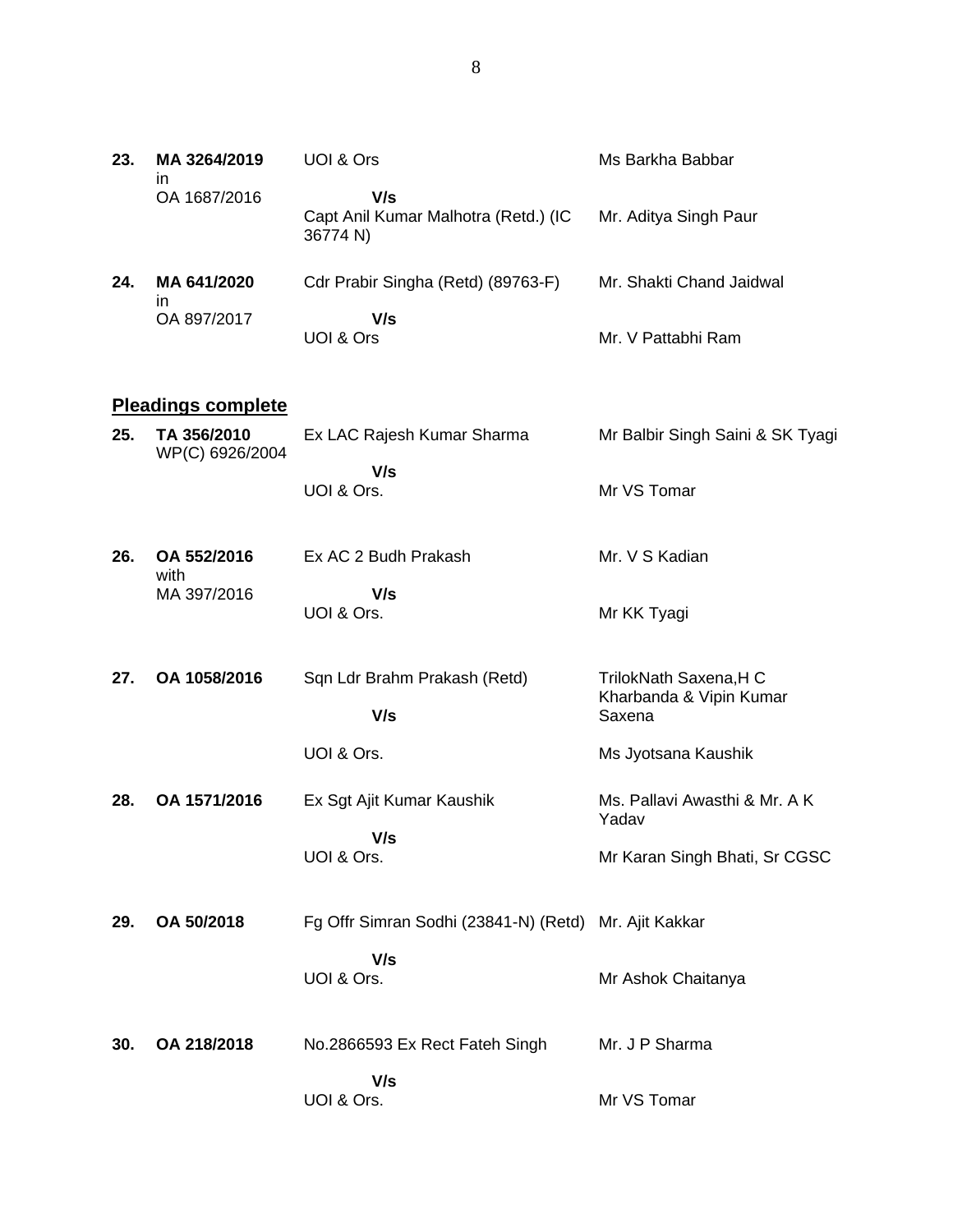| | | | |
|---|---|---|---|
| **23.** | **MA 3264/2019** in OA 1687/2016 | UOI & Ors **V/s** Capt Anil Kumar Malhotra (Retd.) (IC 36774 N) | Ms Barkha Babbar<br>Mr. Aditya Singh Paur |
| **24.** | **MA 641/2020** in OA 897/2017 | Cdr Prabir Singha (Retd) (89763-F) **V/s** UOI & Ors | Mr. Shakti Chand Jaidwal<br>Mr. V Pattabhi Ram |

**<u>Pleadings complete</u>**

| | | | |
|---|---|---|---|
| **25.** | **TA 356/2010** WP(C) 6926/2004 | Ex LAC Rajesh Kumar Sharma **V/s** UOI & Ors. | Mr Balbir Singh Saini & SK Tyagi<br>Mr VS Tomar |
| **26.** | **OA 552/2016** with MA 397/2016 | Ex AC 2 Budh Prakash **V/s** UOI & Ors. | Mr. V S Kadian<br>Mr KK Tyagi |
| **27.** | **OA 1058/2016** | Sqn Ldr Brahm Prakash (Retd) **V/s** UOI & Ors. | TrilokNath Saxena,H C Kharbanda & Vipin Kumar Saxena<br>Ms Jyotsana Kaushik |
| **28.** | **OA 1571/2016** | Ex Sgt Ajit Kumar Kaushik **V/s** UOI & Ors. | Ms. Pallavi Awasthi & Mr. A K Yadav<br>Mr Karan Singh Bhati, Sr CGSC |
| **29.** | **OA 50/2018** | Fg Offr Simran Sodhi (23841-N) (Retd) **V/s** UOI & Ors. | Mr. Ajit Kakkar<br>Mr Ashok Chaitanya |
| **30.** | **OA 218/2018** | No.2866593 Ex Rect Fateh Singh **V/s** UOI & Ors. | Mr. J P Sharma<br>Mr VS Tomar |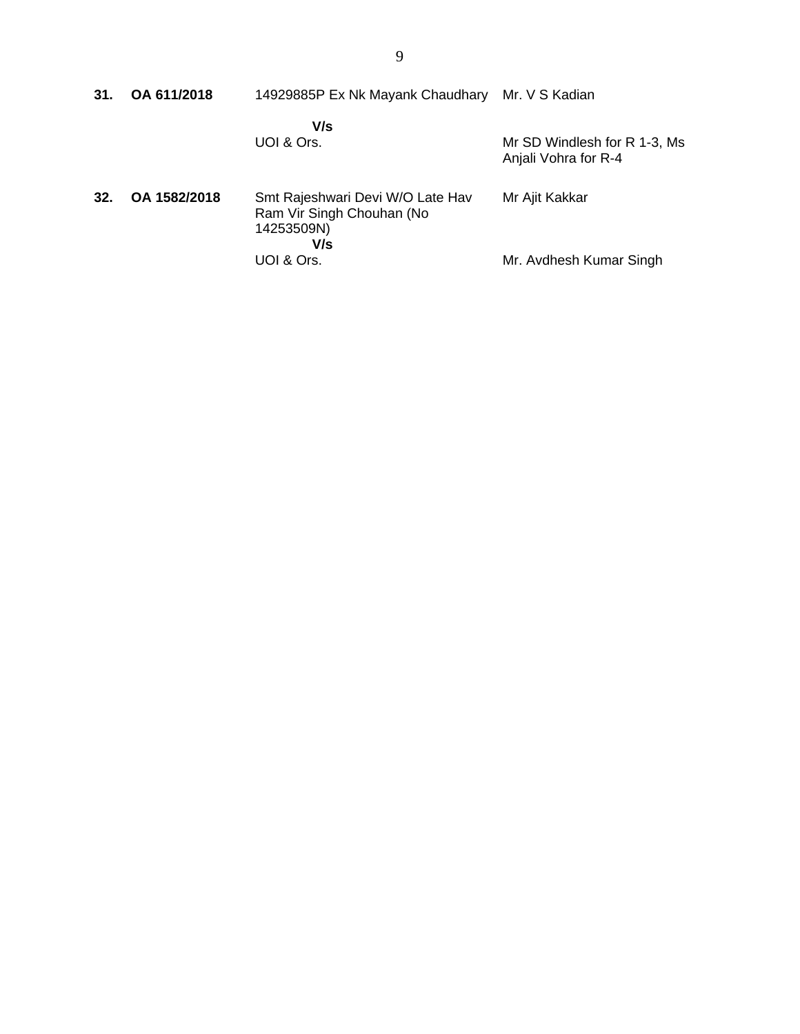| | | | |
|---|---|---|---|
| **31.** | **OA 611/2018** | 14929885P Ex Nk Mayank Chaudhary<br><br>**V/s**<br>UOI & Ors. | Mr. V S Kadian<br><br><br>Mr SD Windlesh for R 1-3, Ms Anjali Vohra for R-4 |
| **32.** | **OA 1582/2018** | Smt Rajeshwari Devi W/O Late Hav Ram Vir Singh Chouhan (No 14253509N)<br>**V/s**<br>UOI & Ors. | Mr Ajit Kakkar<br><br><br>Mr. Avdhesh Kumar Singh |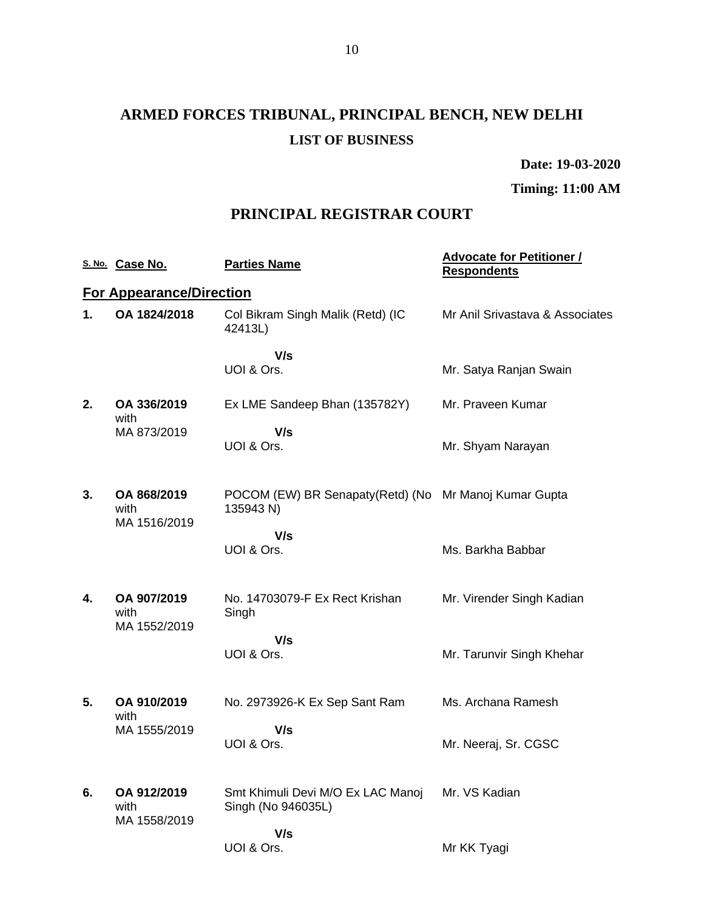# ARMED FORCES TRIBUNAL, PRINCIPAL BENCH, NEW DELHI

**LIST OF BUSINESS**

**Date: 19-03-2020**

**Timing: 11:00 AM**

## PRINCIPAL REGISTRAR COURT

| S. No. | Case No. | Parties Name | Advocate for Petitioner / Respondents |
|---|---|---|---|
| **For Appearance/Direction** | | | |
| **1.** | **OA 1824/2018** | Col Bikram Singh Malik (Retd) (IC 42413L) | Mr Anil Srivastava & Associates |
| | | **V/s** | |
| | | UOI & Ors. | Mr. Satya Ranjan Swain |
| **2.** | **OA 336/2019** with MA 873/2019 | Ex LME Sandeep Bhan (135782Y) | Mr. Praveen Kumar |
| | | **V/s** | |
| | | UOI & Ors. | Mr. Shyam Narayan |
| **3.** | **OA 868/2019** with MA 1516/2019 | POCOM (EW) BR Senapaty(Retd) (No 135943 N) | Mr Manoj Kumar Gupta |
| | | **V/s** | |
| | | UOI & Ors. | Ms. Barkha Babbar |
| **4.** | **OA 907/2019** with MA 1552/2019 | No. 14703079-F Ex Rect Krishan Singh | Mr. Virender Singh Kadian |
| | | **V/s** | |
| | | UOI & Ors. | Mr. Tarunvir Singh Khehar |
| **5.** | **OA 910/2019** with MA 1555/2019 | No. 2973926-K Ex Sep Sant Ram | Ms. Archana Ramesh |
| | | **V/s** | |
| | | UOI & Ors. | Mr. Neeraj, Sr. CGSC |
| **6.** | **OA 912/2019** with MA 1558/2019 | Smt Khimuli Devi M/O Ex LAC Manoj Singh (No 946035L) | Mr. VS Kadian |
| | | **V/s** | |
| | | UOI & Ors. | Mr KK Tyagi |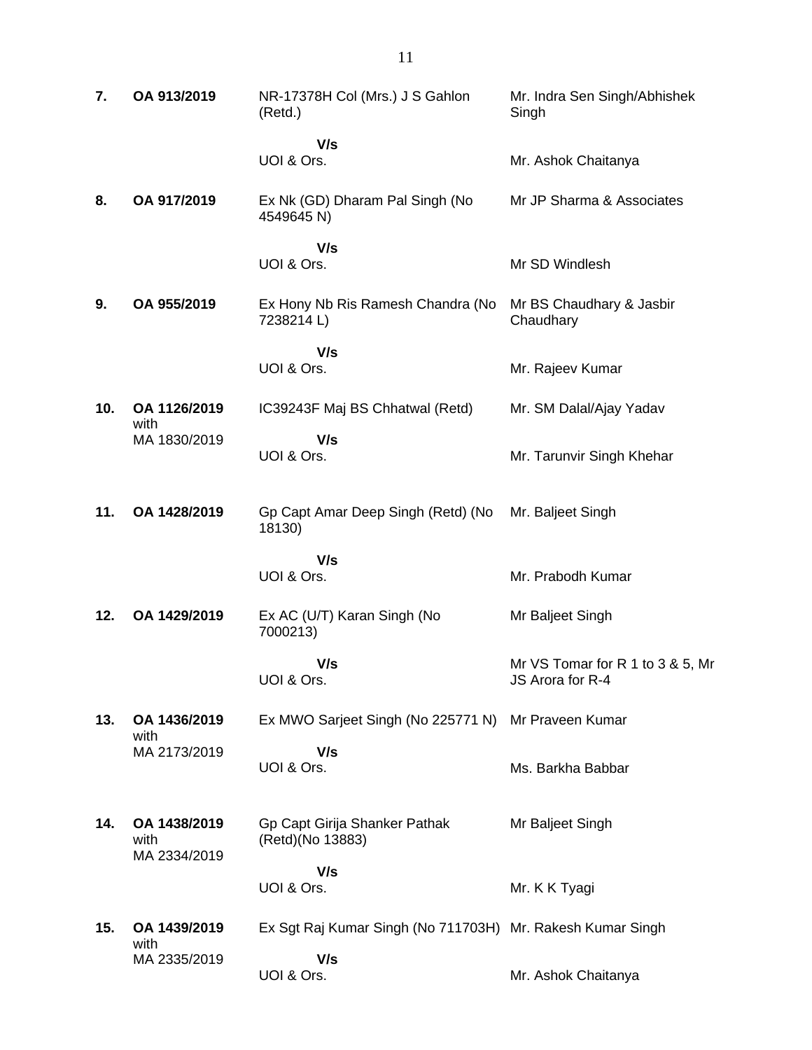| | | | |
|---|---|---|---|
| **7.** | **OA 913/2019** | NR-17378H Col (Mrs.) J S Gahlon (Retd.)<br><br>**V/s**<br>UOI & Ors. | Mr. Indra Sen Singh/Abhishek Singh<br><br>Mr. Ashok Chaitanya |
| **8.** | **OA 917/2019** | Ex Nk (GD) Dharam Pal Singh (No 4549645 N)<br><br>**V/s**<br>UOI & Ors. | Mr JP Sharma & Associates<br><br>Mr SD Windlesh |
| **9.** | **OA 955/2019** | Ex Hony Nb Ris Ramesh Chandra (No 7238214 L)<br><br>**V/s**<br>UOI & Ors. | Mr BS Chaudhary & Jasbir Chaudhary<br><br>Mr. Rajeev Kumar |
| **10.** | **OA 1126/2019** with MA 1830/2019 | IC39243F Maj BS Chhatwal (Retd)<br><br>**V/s**<br>UOI & Ors. | Mr. SM Dalal/Ajay Yadav<br><br>Mr. Tarunvir Singh Khehar |
| **11.** | **OA 1428/2019** | Gp Capt Amar Deep Singh (Retd) (No 18130)<br><br>**V/s**<br>UOI & Ors. | Mr. Baljeet Singh<br><br>Mr. Prabodh Kumar |
| **12.** | **OA 1429/2019** | Ex AC (U/T) Karan Singh (No 7000213)<br><br>**V/s**<br>UOI & Ors. | Mr Baljeet Singh<br><br>Mr VS Tomar for R 1 to 3 & 5, Mr JS Arora for R-4 |
| **13.** | **OA 1436/2019** with MA 2173/2019 | Ex MWO Sarjeet Singh (No 225771 N)<br><br>**V/s**<br>UOI & Ors. | Mr Praveen Kumar<br><br>Ms. Barkha Babbar |
| **14.** | **OA 1438/2019** with MA 2334/2019 | Gp Capt Girija Shanker Pathak (Retd)(No 13883)<br><br>**V/s**<br>UOI & Ors. | Mr Baljeet Singh<br><br>Mr. K K Tyagi |
| **15.** | **OA 1439/2019** with MA 2335/2019 | Ex Sgt Raj Kumar Singh (No 711703H)<br><br>**V/s**<br>UOI & Ors. | Mr. Rakesh Kumar Singh<br><br>Mr. Ashok Chaitanya |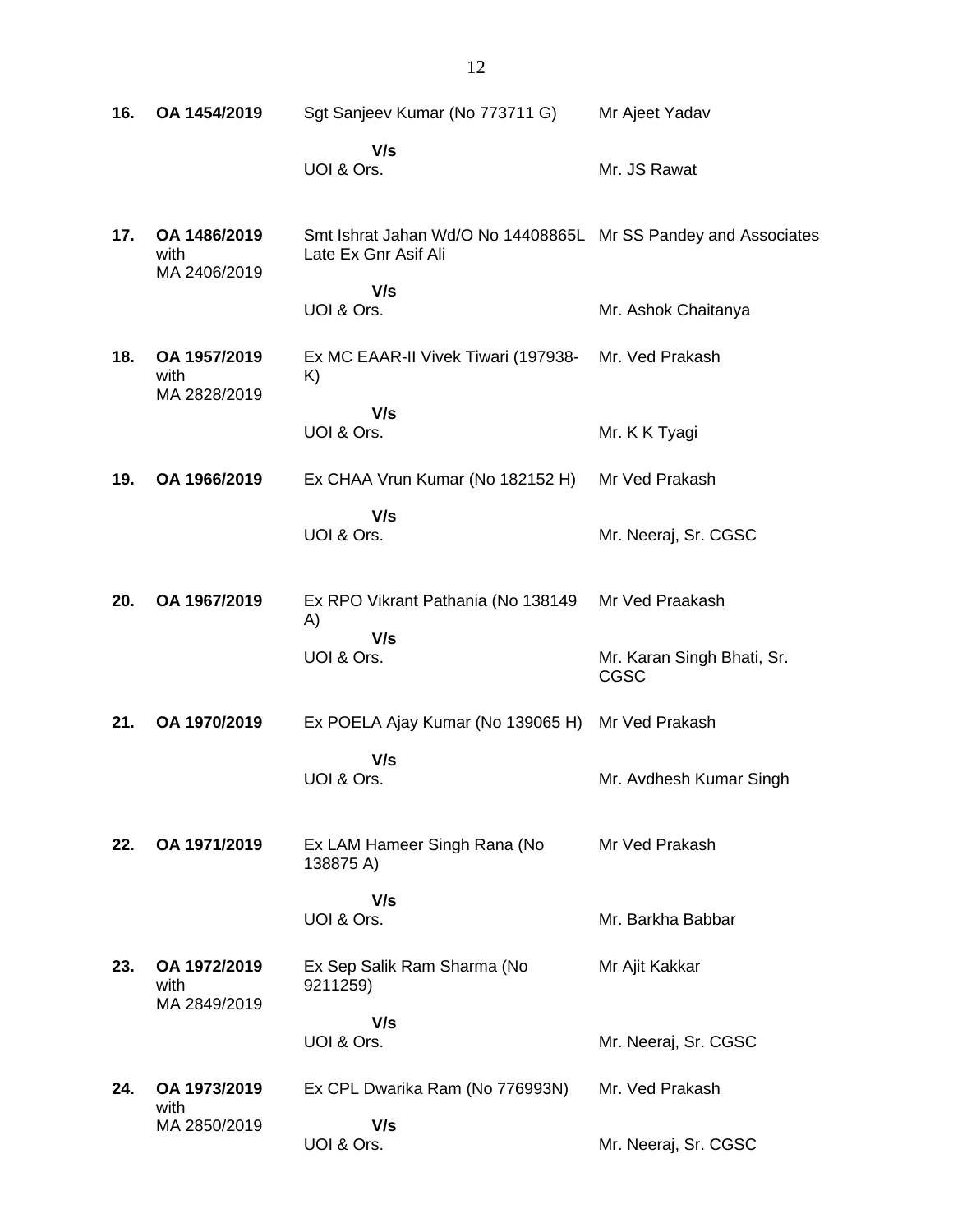| | | | |
|---|---|---|---|
| **16.** | **OA 1454/2019** | Sgt Sanjeev Kumar (No 773711 G) | Mr Ajeet Yadav |
| | | **V/s** | |
| | | UOI & Ors. | Mr. JS Rawat |
| **17.** | **OA 1486/2019** with MA 2406/2019 | Smt Ishrat Jahan Wd/O No 14408865L Late Ex Gnr Asif Ali | Mr SS Pandey and Associates |
| | | **V/s** | |
| | | UOI & Ors. | Mr. Ashok Chaitanya |
| **18.** | **OA 1957/2019** with MA 2828/2019 | Ex MC EAAR-II Vivek Tiwari (197938-K) | Mr. Ved Prakash |
| | | **V/s** | |
| | | UOI & Ors. | Mr. K K Tyagi |
| **19.** | **OA 1966/2019** | Ex CHAA Vrun Kumar (No 182152 H) | Mr Ved Prakash |
| | | **V/s** | |
| | | UOI & Ors. | Mr. Neeraj, Sr. CGSC |
| **20.** | **OA 1967/2019** | Ex RPO Vikrant Pathania (No 138149 A) | Mr Ved Praakash |
| | | **V/s** | |
| | | UOI & Ors. | Mr. Karan Singh Bhati, Sr. CGSC |
| **21.** | **OA 1970/2019** | Ex POELA Ajay Kumar (No 139065 H) | Mr Ved Prakash |
| | | **V/s** | |
| | | UOI & Ors. | Mr. Avdhesh Kumar Singh |
| **22.** | **OA 1971/2019** | Ex LAM Hameer Singh Rana (No 138875 A) | Mr Ved Prakash |
| | | **V/s** | |
| | | UOI & Ors. | Mr. Barkha Babbar |
| **23.** | **OA 1972/2019** with MA 2849/2019 | Ex Sep Salik Ram Sharma (No 9211259) | Mr Ajit Kakkar |
| | | **V/s** | |
| | | UOI & Ors. | Mr. Neeraj, Sr. CGSC |
| **24.** | **OA 1973/2019** with MA 2850/2019 | Ex CPL Dwarika Ram (No 776993N) | Mr. Ved Prakash |
| | | **V/s** | |
| | | UOI & Ors. | Mr. Neeraj, Sr. CGSC |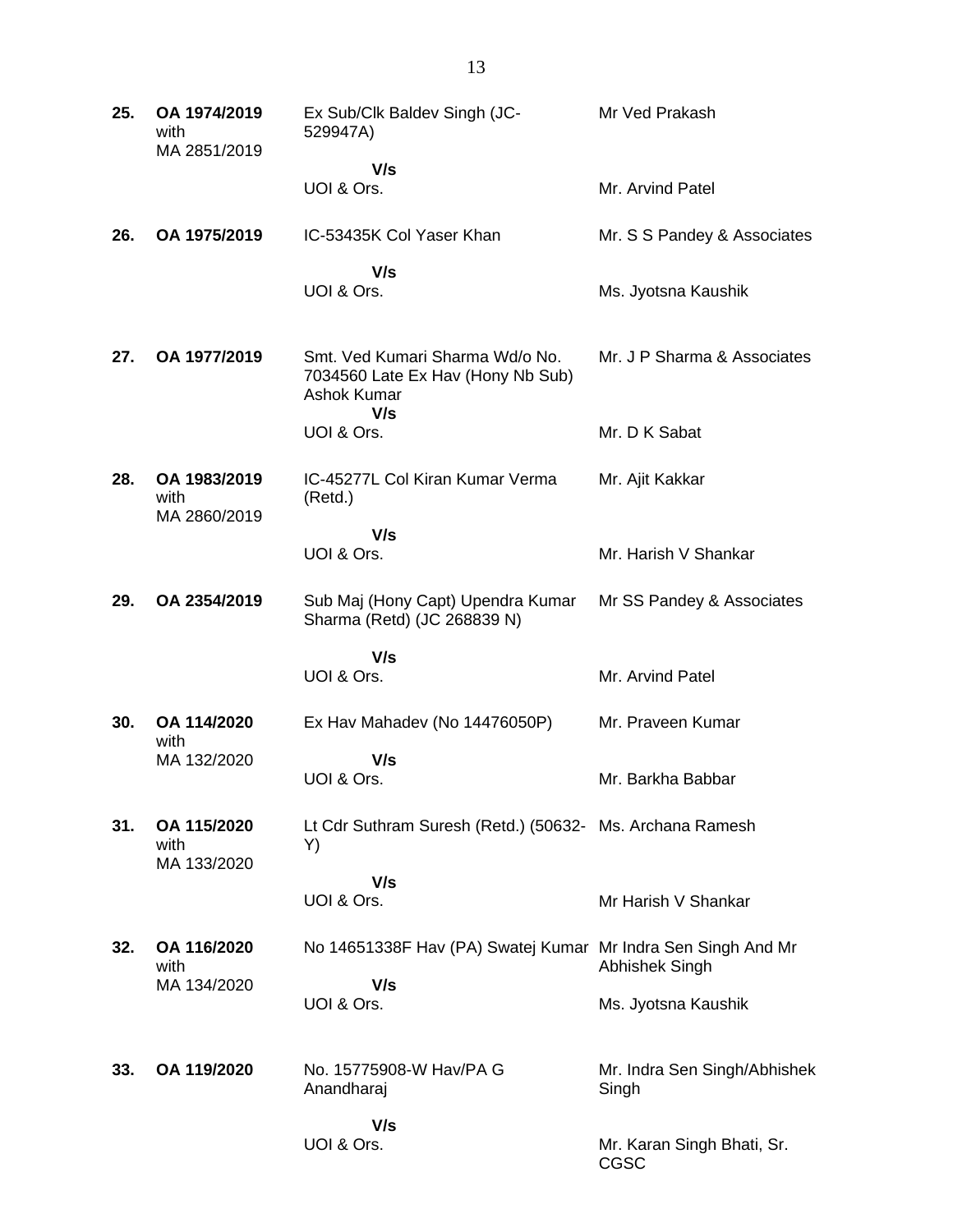| | | | |
|---|---|---|---|
| **25.** | **OA 1974/2019** with MA 2851/2019 | Ex Sub/Clk Baldev Singh (JC-529947A)<br><br>**V/s**<br>UOI & Ors. | Mr Ved Prakash<br><br><br>Mr. Arvind Patel |
| **26.** | **OA 1975/2019** | IC-53435K Col Yaser Khan<br><br>**V/s**<br>UOI & Ors. | Mr. S S Pandey & Associates<br><br><br>Ms. Jyotsna Kaushik |
| **27.** | **OA 1977/2019** | Smt. Ved Kumari Sharma Wd/o No. 7034560 Late Ex Hav (Hony Nb Sub) Ashok Kumar<br>**V/s**<br>UOI & Ors. | Mr. J P Sharma & Associates<br><br><br>Mr. D K Sabat |
| **28.** | **OA 1983/2019** with MA 2860/2019 | IC-45277L Col Kiran Kumar Verma (Retd.)<br><br>**V/s**<br>UOI & Ors. | Mr. Ajit Kakkar<br><br><br>Mr. Harish V Shankar |
| **29.** | **OA 2354/2019** | Sub Maj (Hony Capt) Upendra Kumar Sharma (Retd) (JC 268839 N)<br><br>**V/s**<br>UOI & Ors. | Mr SS Pandey & Associates<br><br><br>Mr. Arvind Patel |
| **30.** | **OA 114/2020** with MA 132/2020 | Ex Hav Mahadev (No 14476050P)<br><br>**V/s**<br>UOI & Ors. | Mr. Praveen Kumar<br><br><br>Mr. Barkha Babbar |
| **31.** | **OA 115/2020** with MA 133/2020 | Lt Cdr Suthram Suresh (Retd.) (50632-Y)<br><br>**V/s**<br>UOI & Ors. | Ms. Archana Ramesh<br><br><br>Mr Harish V Shankar |
| **32.** | **OA 116/2020** with MA 134/2020 | No 14651338F Hav (PA) Swatej Kumar<br><br>**V/s**<br>UOI & Ors. | Mr Indra Sen Singh And Mr Abhishek Singh<br><br>Ms. Jyotsna Kaushik |
| **33.** | **OA 119/2020** | No. 15775908-W Hav/PA G Anandharaj<br><br>**V/s**<br>UOI & Ors. | Mr. Indra Sen Singh/Abhishek Singh<br><br>Mr. Karan Singh Bhati, Sr. CGSC |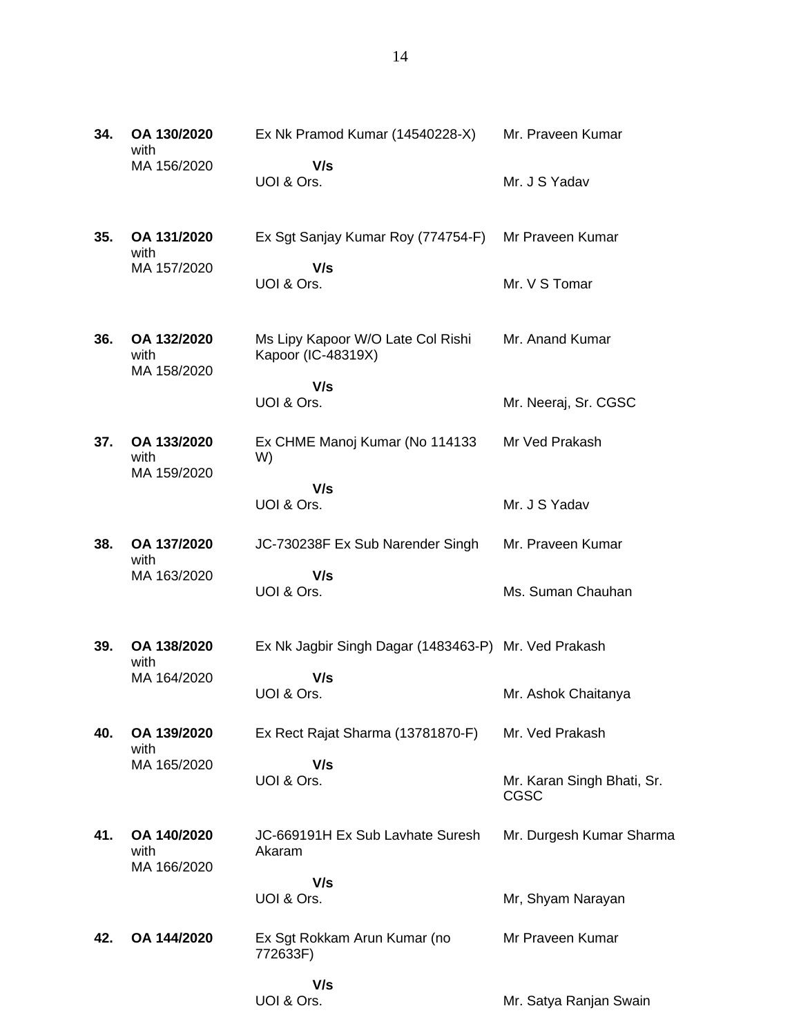| | | | |
|---|---|---|---|
| **34.** | **OA 130/2020** with MA 156/2020 | Ex Nk Pramod Kumar (14540228-X)<br>**V/s**<br>UOI & Ors. | Mr. Praveen Kumar<br><br>Mr. J S Yadav |
| **35.** | **OA 131/2020** with MA 157/2020 | Ex Sgt Sanjay Kumar Roy (774754-F)<br>**V/s**<br>UOI & Ors. | Mr Praveen Kumar<br><br>Mr. V S Tomar |
| **36.** | **OA 132/2020** with MA 158/2020 | Ms Lipy Kapoor W/O Late Col Rishi Kapoor (IC-48319X)<br>**V/s**<br>UOI & Ors. | Mr. Anand Kumar<br><br>Mr. Neeraj, Sr. CGSC |
| **37.** | **OA 133/2020** with MA 159/2020 | Ex CHME Manoj Kumar (No 114133 W)<br>**V/s**<br>UOI & Ors. | Mr Ved Prakash<br><br>Mr. J S Yadav |
| **38.** | **OA 137/2020** with MA 163/2020 | JC-730238F Ex Sub Narender Singh<br>**V/s**<br>UOI & Ors. | Mr. Praveen Kumar<br><br>Ms. Suman Chauhan |
| **39.** | **OA 138/2020** with MA 164/2020 | Ex Nk Jagbir Singh Dagar (1483463-P)<br>**V/s**<br>UOI & Ors. | Mr. Ved Prakash<br><br>Mr. Ashok Chaitanya |
| **40.** | **OA 139/2020** with MA 165/2020 | Ex Rect Rajat Sharma (13781870-F)<br>**V/s**<br>UOI & Ors. | Mr. Ved Prakash<br><br>Mr. Karan Singh Bhati, Sr. CGSC |
| **41.** | **OA 140/2020** with MA 166/2020 | JC-669191H Ex Sub Lavhate Suresh Akaram<br>**V/s**<br>UOI & Ors. | Mr. Durgesh Kumar Sharma<br><br>Mr, Shyam Narayan |
| **42.** | **OA 144/2020** | Ex Sgt Rokkam Arun Kumar (no 772633F)<br>**V/s**<br>UOI & Ors. | Mr Praveen Kumar<br><br>Mr. Satya Ranjan Swain |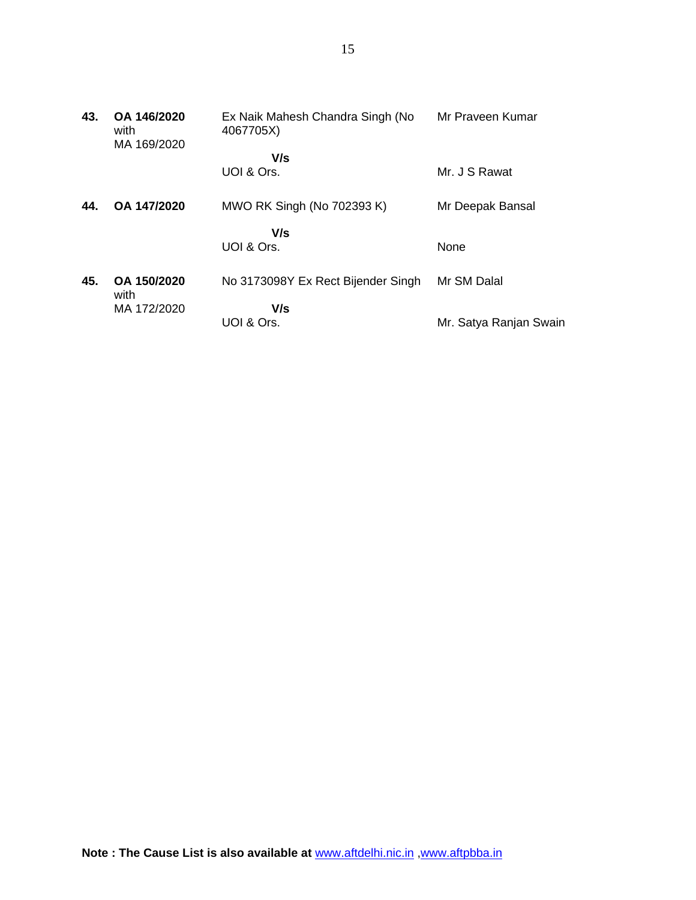| | | | |
|---|---|---|---|
| **43.** | **OA 146/2020** with MA 169/2020 | Ex Naik Mahesh Chandra Singh (No 4067705X)<br>**V/s**<br>UOI & Ors. | Mr Praveen Kumar<br><br>Mr. J S Rawat |
| **44.** | **OA 147/2020** | MWO RK Singh (No 702393 K)<br>**V/s**<br>UOI & Ors. | Mr Deepak Bansal<br><br>None |
| **45.** | **OA 150/2020** with MA 172/2020 | No 3173098Y Ex Rect Bijender Singh<br>**V/s**<br>UOI & Ors. | Mr SM Dalal<br><br>Mr. Satya Ranjan Swain |

**Note : The Cause List is also available at** www.aftdelhi.nic.in ,www.aftpbba.in